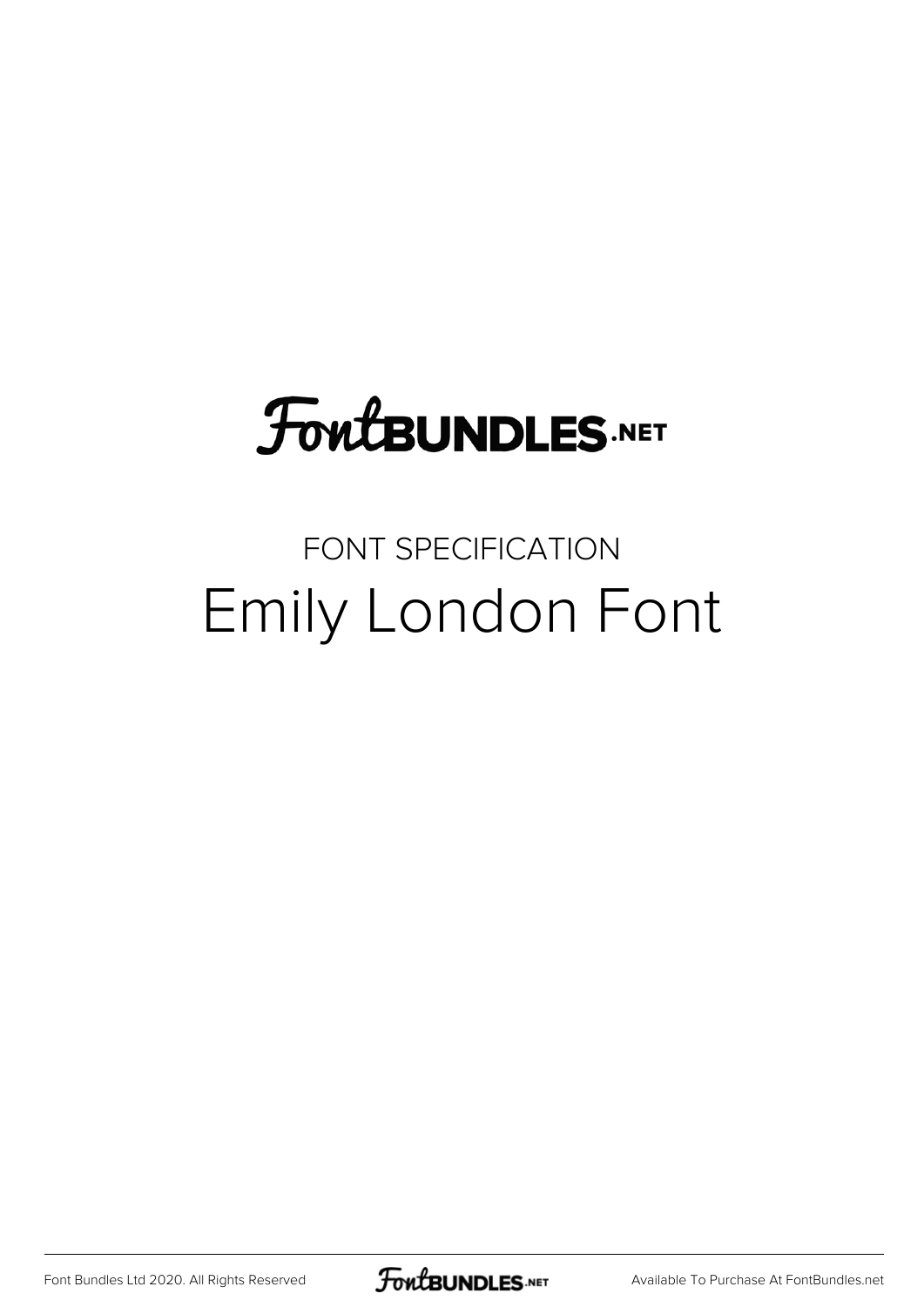FontBUNDLES.NET

FONT SPECIFICATION

# Emily London Font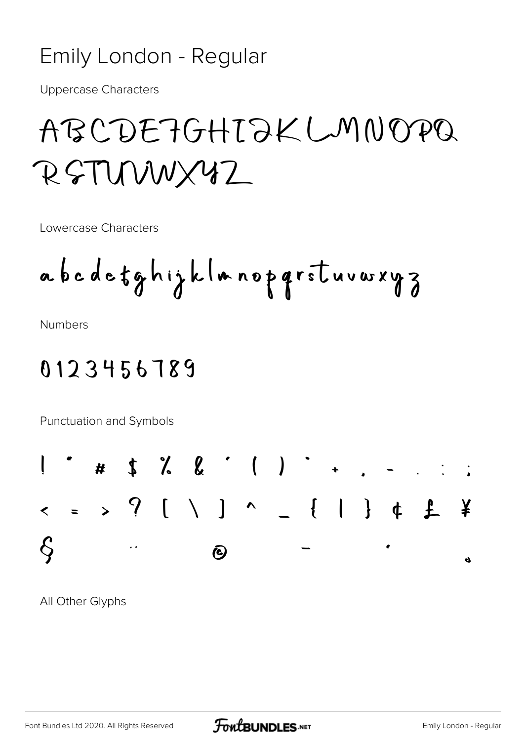# Emily London - Regular

Uppercase Characters

ABCDEFGHIJKLMNOPQRSTUVWXYZ

Lowercase Characters

abcdefghijklmnopqrstuvwxyz

Numbers

0123456789

Punctuation and Symbols

! " # $ % & ' ( ) * + , - . : ;
< = > ? [ \ ] ^ _ { | } ¢ £ ¥
§ ¨ © ­ ´ ¸

All Other Glyphs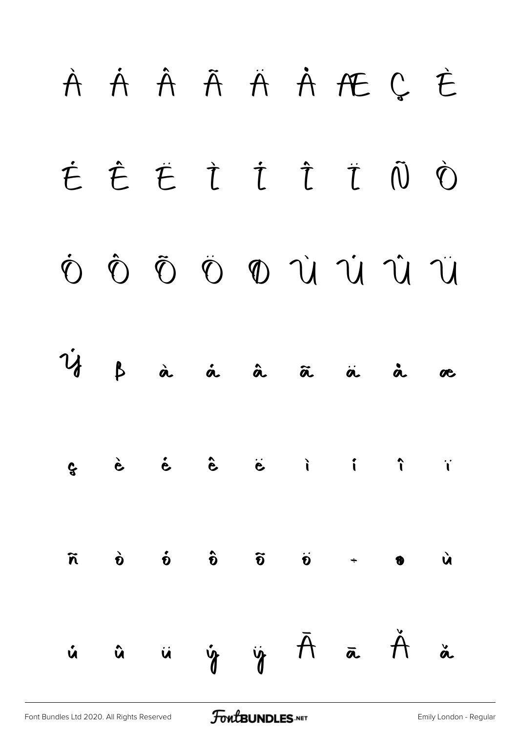À Á Â Ã Ä Å Æ Ç È

É Ê Ë Ì Í Î Ï Ñ Ò

Ó Ô Õ Ö Ø Ù Ú Û Ü

Ý ß à á â ã ä å æ

ç è é ê ë ì í î ï

ñ ò ó ô õ ö ÷ ø ù

ú û ü ý ÿ Ā ā Ǎ ǎ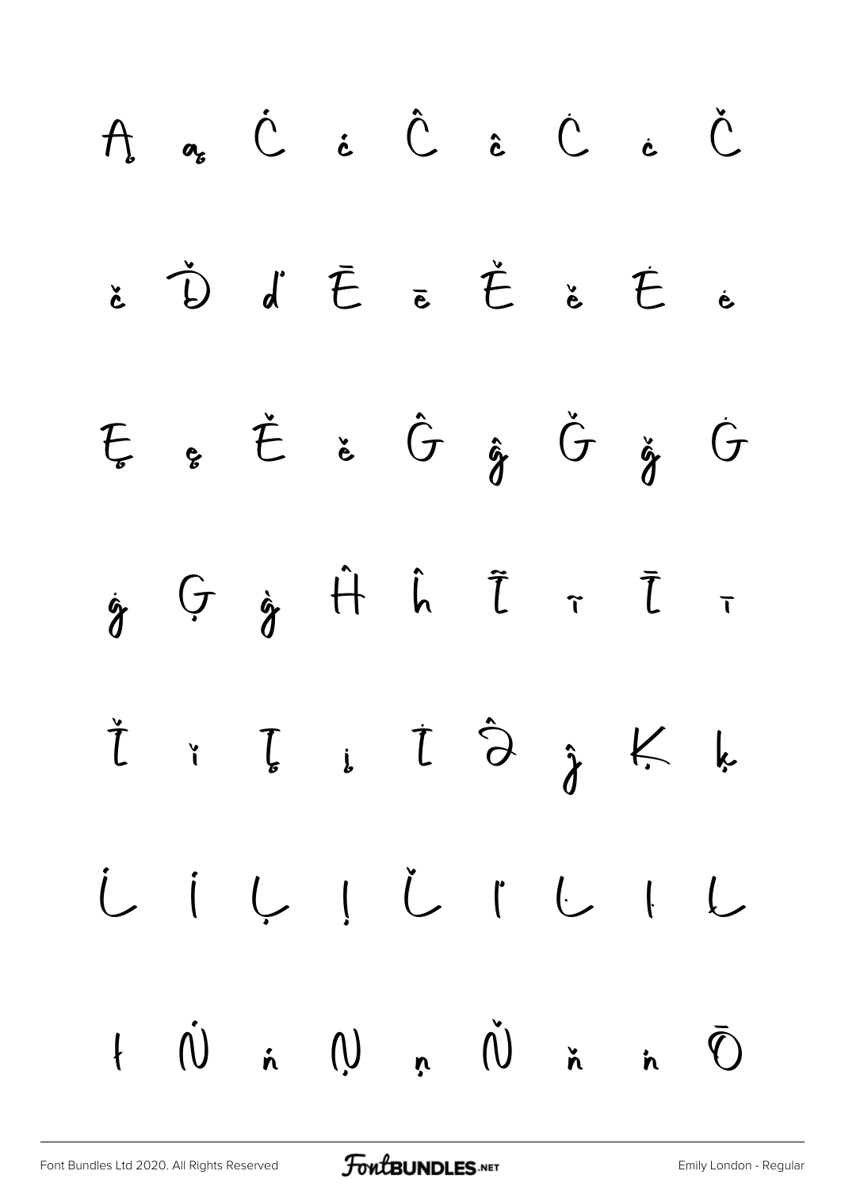Ą ą Ć ć Ĉ ĉ Ċ ċ Č

č Ď ď Ē ē Ě ě Ė ė

Ę ę Ě ě Ĝ ĝ Ğ ğ Ġ

ġ Ģ ģ Ĥ ĥ Ĩ ĩ Ī ī

Ĭ ĭ Į į İ Ĵ ĵ Ķ ķ

Ĺ ĺ Ļ ļ Ľ ľ Ŀ ŀ Ł

ł Ń ń Ņ ņ Ň ň ŉ Ō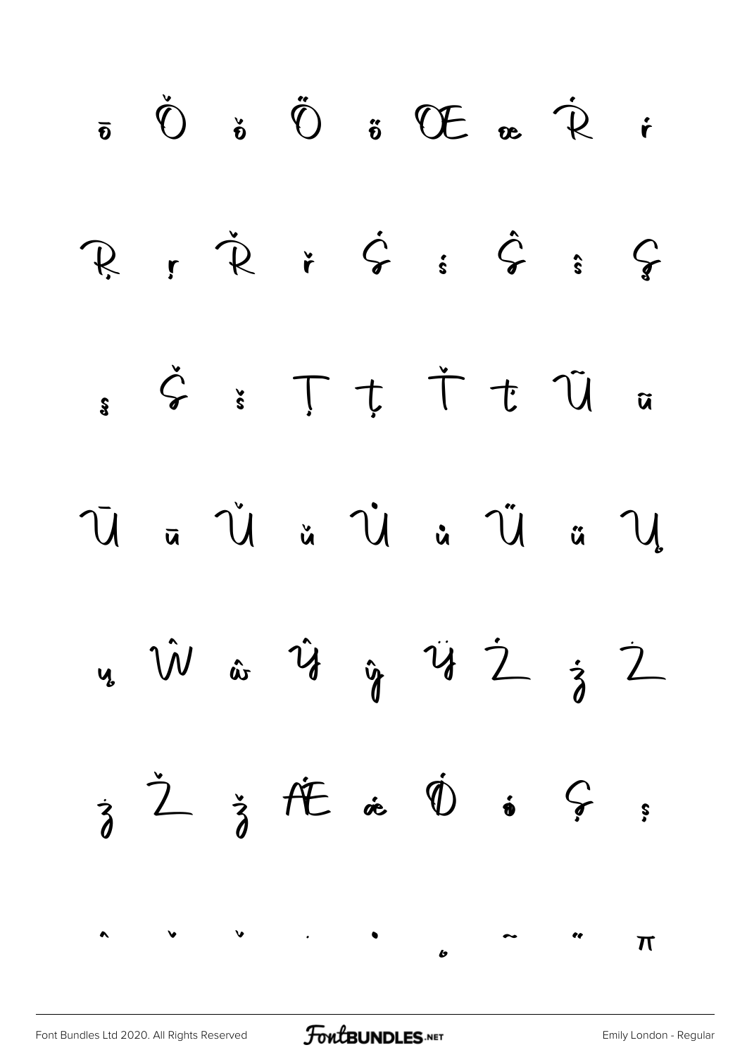ō Ǒ ǒ Ő ő Œ œ Ṙ ṙ

Ŗ ŗ Ř ř Ś ś Ŝ ŝ Ş

ş Š š Ţ ţ Ť ť Ũ ũ

Ū ū Ŭ ŭ Ů ů Ű ű Ų

ų Ŵ ŵ Ŷ ŷ Ÿ Ź ź Ż

ż Ž ž Ǽ ǽ Ǿ ǿ Ș ș

ˆ ˇ ˘ ˙ ˚ ˛ ˜ ˝ π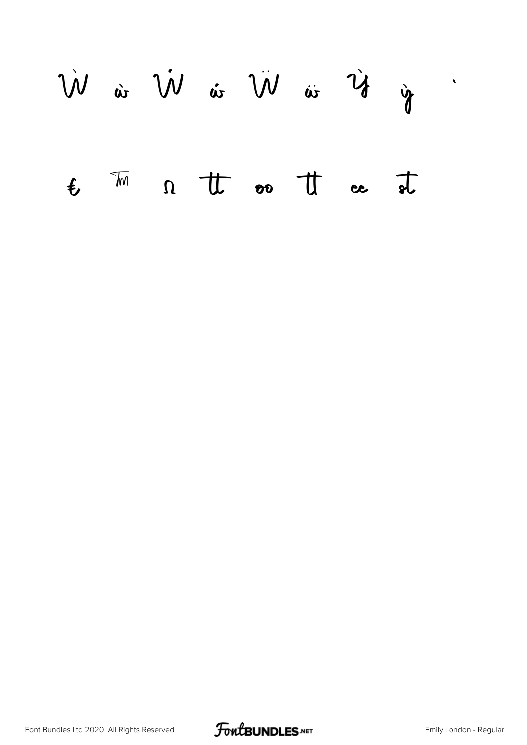Ẁ ẁ Ẃ ẃ Ẅ ẅ Ỳ ỳ ˋ

€ ™ Ω tt oo tt ee st